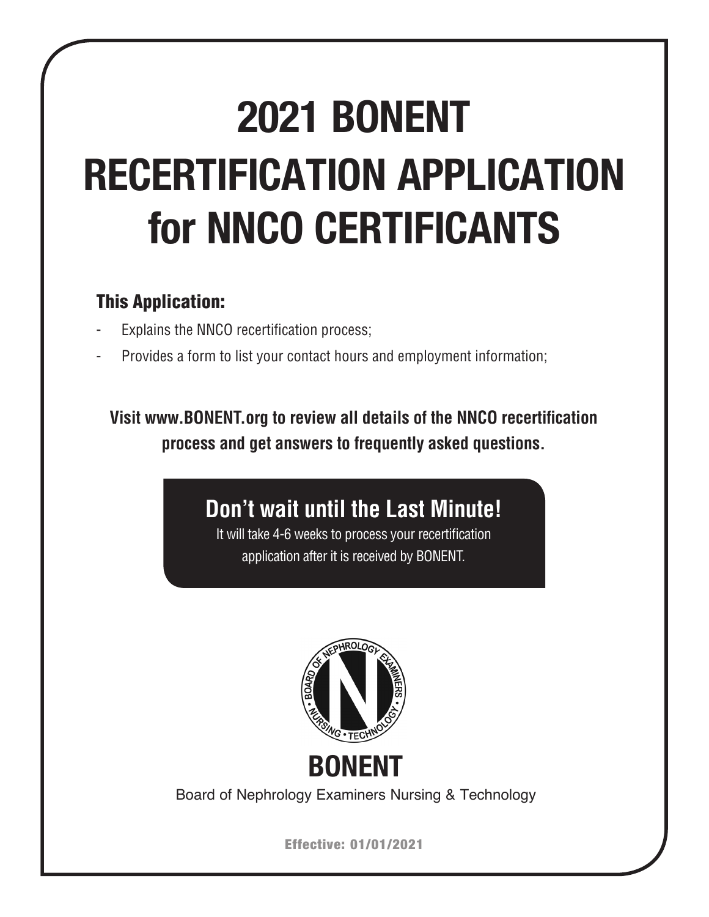# 2021 BONENT RECERTIFICATION APPLICATION for NNCO CERTIFICANTS

### This Application:

- Explains the NNCO recertification process;
- Provides a form to list your contact hours and employment information;

**Visit www.BONENT.org to review all details of the NNCO recertification process and get answers to frequently asked questions.**

## Don't wait until the Last Minute!

It will take 4-6 weeks to process your recertification application after it is received by BONENT.

## BONENT

Board of Nephrology Examiners Nursing & Technology

**Effective: 01/01/2021**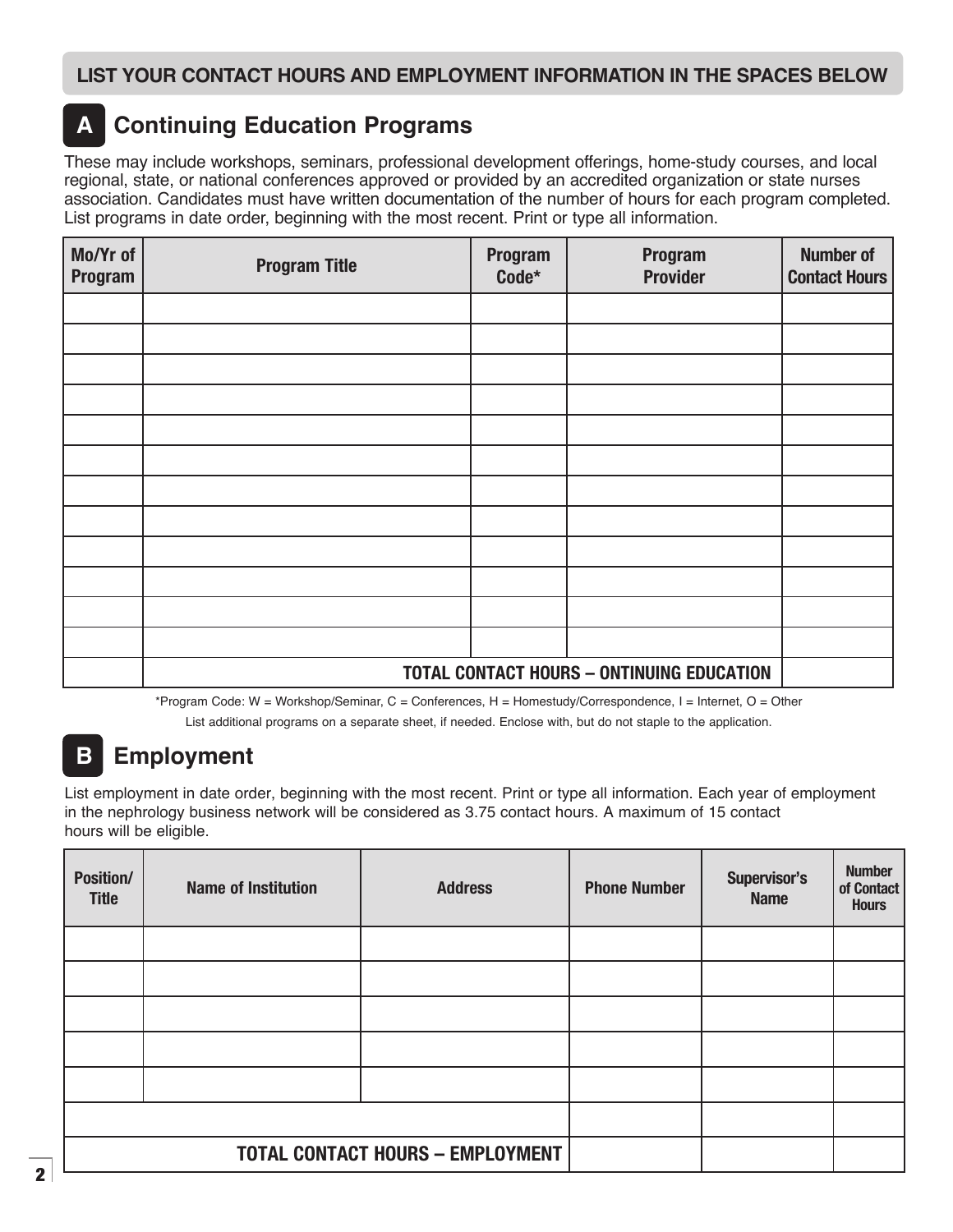**LIST YOUR CONTACT HOURS AND EMPLOYMENT INFORMATION IN THE SPACES BELOW**

## A Continuing Education Programs

These may include workshops, seminars, professional development offerings, home-study courses, and local regional, state, or national conferences approved or provided by an accredited organization or state nurses association. Candidates must have written documentation of the number of hours for each program completed. List programs in date order, beginning with the most recent. Print or type all information.

| Mo/Yr of Program | Program Title | Program Code* | Program Provider | Number of Contact Hours |
|---|---|---|---|---|
| | | | | |
| | | | | |
| | | | | |
| | | | | |
| | | | | |
| | | | | |
| | | | | |
| | | | | |
| | | | | |
| | | | | |
| | | | | |
| | | | | |
| | **TOTAL CONTACT HOURS – ONTINUING EDUCATION** | | | |

*Program Code: W = Workshop/Seminar, C = Conferences, H = Homestudy/Correspondence, I = Internet, O = Other

List additional programs on a separate sheet, if needed. Enclose with, but do not staple to the application.

## B Employment

List employment in date order, beginning with the most recent. Print or type all information. Each year of employment in the nephrology business network will be considered as 3.75 contact hours. A maximum of 15 contact hours will be eligible.

| Position/ Title | Name of Institution | Address | Phone Number | Supervisor's Name | Number of Contact Hours |
|---|---|---|---|---|---|
| | | | | | |
| | | | | | |
| | | | | | |
| | | | | | |
| | | | | | |
| | | | | | |
| **TOTAL CONTACT HOURS – EMPLOYMENT** | | | | | |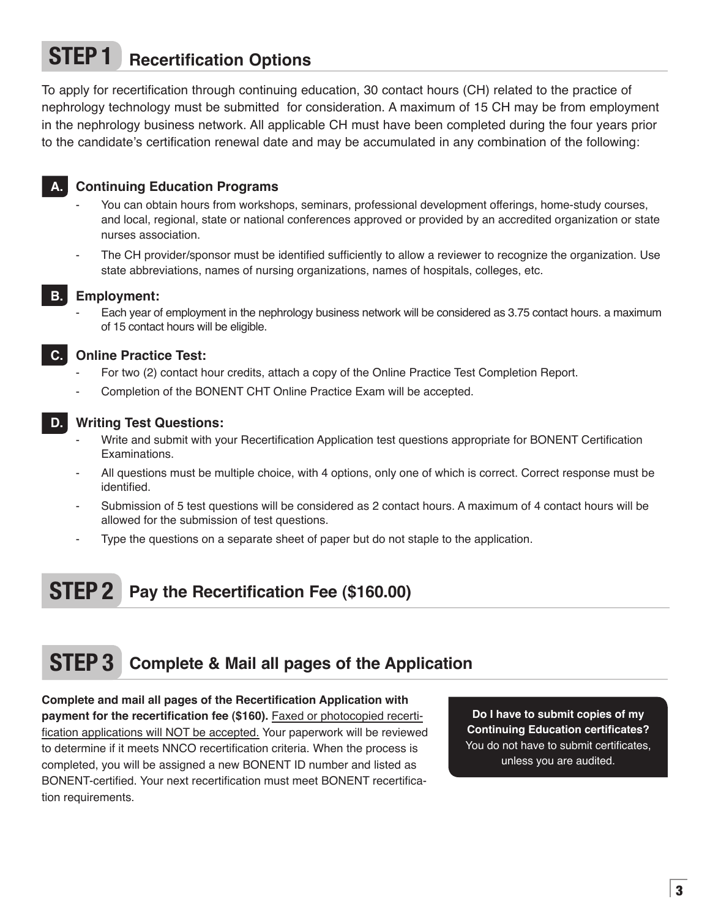## STEP 1 Recertification Options

To apply for recertification through continuing education, 30 contact hours (CH) related to the practice of nephrology technology must be submitted for consideration. A maximum of 15 CH may be from employment in the nephrology business network. All applicable CH must have been completed during the four years prior to the candidate's certification renewal date and may be accumulated in any combination of the following:

### A. Continuing Education Programs

- You can obtain hours from workshops, seminars, professional development offerings, home-study courses, and local, regional, state or national conferences approved or provided by an accredited organization or state nurses association.
- The CH provider/sponsor must be identified sufficiently to allow a reviewer to recognize the organization. Use state abbreviations, names of nursing organizations, names of hospitals, colleges, etc.

### B. Employment:

- Each year of employment in the nephrology business network will be considered as 3.75 contact hours. a maximum of 15 contact hours will be eligible.

### C. Online Practice Test:

- For two (2) contact hour credits, attach a copy of the Online Practice Test Completion Report.
- Completion of the BONENT CHT Online Practice Exam will be accepted.

### D. Writing Test Questions:

- Write and submit with your Recertification Application test questions appropriate for BONENT Certification Examinations.
- All questions must be multiple choice, with 4 options, only one of which is correct. Correct response must be identified.
- Submission of 5 test questions will be considered as 2 contact hours. A maximum of 4 contact hours will be allowed for the submission of test questions.
- Type the questions on a separate sheet of paper but do not staple to the application.

## STEP 2 Pay the Recertification Fee ($160.00)

## STEP 3 Complete & Mail all pages of the Application

**Complete and mail all pages of the Recertification Application with payment for the recertification fee ($160).** Faxed or photocopied recertification applications will NOT be accepted. Your paperwork will be reviewed to determine if it meets NNCO recertification criteria. When the process is completed, you will be assigned a new BONENT ID number and listed as BONENT-certified. Your next recertification must meet BONENT recertification requirements.

**Do I have to submit copies of my Continuing Education certificates?**
You do not have to submit certificates, unless you are audited.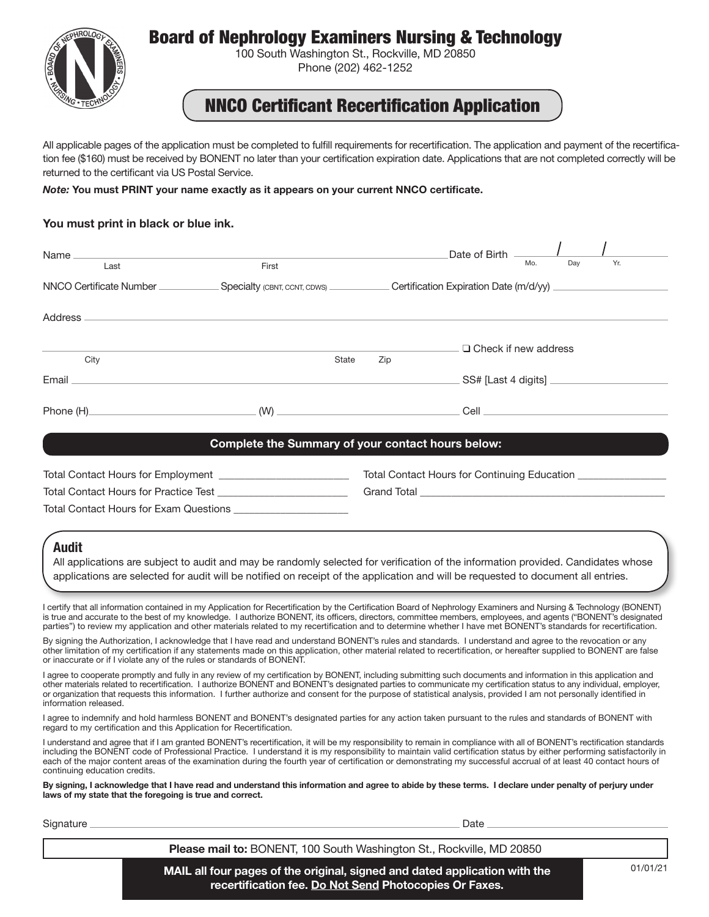# Board of Nephrology Examiners Nursing & Technology

100 South Washington St., Rockville, MD 20850
Phone (202) 462-1252

## NNCO Certificant Recertification Application

All applicable pages of the application must be completed to fulfill requirements for recertification. The application and payment of the recertification fee ($160) must be received by BONENT no later than your certification expiration date. Applications that are not completed correctly will be returned to the certificant via US Postal Service.

***Note:*** **You must PRINT your name exactly as it appears on your current NNCO certificate.**

**You must print in black or blue ink.**

Name ______________________ (Last) ______________________ (First) Date of Birth ____ / ____ / ____ (Mo. Day Yr.)

NNCO Certificate Number __________ Specialty (CBNT, CCNT, CDWS) __________ Certification Expiration Date (m/d/yy) __________

Address ____________________________________________

____________________________________________ City State Zip ❑ Check if new address

Email ______________________ SS# [Last 4 digits] __________

Phone (H) __________ (W) __________ Cell __________

**Complete the Summary of your contact hours below:**

Total Contact Hours for Employment __________

Total Contact Hours for Practice Test __________

Total Contact Hours for Exam Questions __________

Total Contact Hours for Continuing Education __________

Grand Total __________

### Audit

All applications are subject to audit and may be randomly selected for verification of the information provided. Candidates whose applications are selected for audit will be notified on receipt of the application and will be requested to document all entries.

I certify that all information contained in my Application for Recertification by the Certification Board of Nephrology Examiners and Nursing & Technology (BONENT) is true and accurate to the best of my knowledge. I authorize BONENT, its officers, directors, committee members, employees, and agents ("BONENT's designated parties") to review my application and other materials related to my recertification and to determine whether I have met BONENT's standards for recertification.

By signing the Authorization, I acknowledge that I have read and understand BONENT's rules and standards. I understand and agree to the revocation or any other limitation of my certification if any statements made on this application, other material related to recertification, or hereafter supplied to BONENT are false or inaccurate or if I violate any of the rules or standards of BONENT.

I agree to cooperate promptly and fully in any review of my certification by BONENT, including submitting such documents and information in this application and other materials related to recertification. I authorize BONENT and BONENT's designated parties to communicate my certification status to any individual, employer, or organization that requests this information. I further authorize and consent for the purpose of statistical analysis, provided I am not personally identified in information released.

I agree to indemnify and hold harmless BONENT and BONENT's designated parties for any action taken pursuant to the rules and standards of BONENT with regard to my certification and this Application for Recertification.

I understand and agree that if I am granted BONENT's recertification, it will be my responsibility to remain in compliance with all of BONENT's rectification standards including the BONENT code of Professional Practice. I understand it is my responsibility to maintain valid certification status by either performing satisfactorily in each of the major content areas of the examination during the fourth year of certification or demonstrating my successful accrual of at least 40 contact hours of continuing education credits.

**By signing, I acknowledge that I have read and understand this information and agree to abide by these terms. I declare under penalty of perjury under laws of my state that the foregoing is true and correct.**

Signature ____________________________________________ Date __________

**Please mail to:** BONENT, 100 South Washington St., Rockville, MD 20850

**MAIL all four pages of the original, signed and dated application with the recertification fee. Do Not Send Photocopies Or Faxes.**

01/01/21